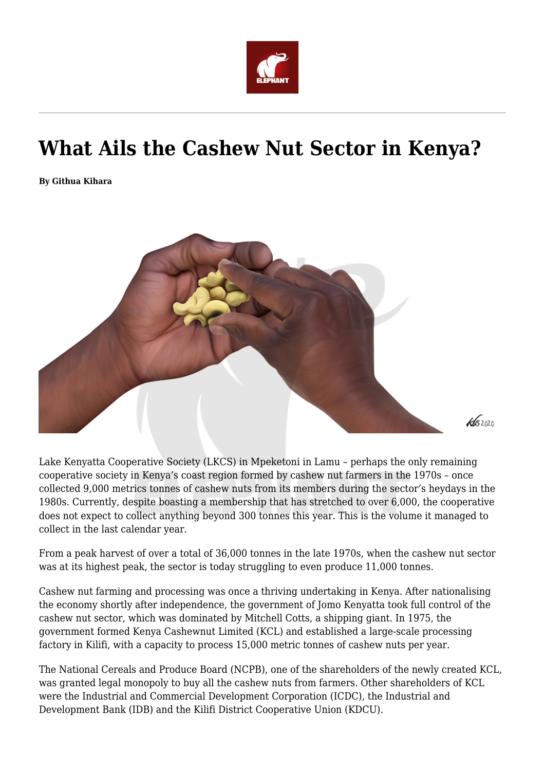# What Ails the Cashew Nut Sector in Kenya?

**By Githua Kihara**

Lake Kenyatta Cooperative Society (LKCS) in Mpeketoni in Lamu – perhaps the only remaining cooperative society in Kenya's coast region formed by cashew nut farmers in the 1970s – once collected 9,000 metrics tonnes of cashew nuts from its members during the sector's heydays in the 1980s. Currently, despite boasting a membership that has stretched to over 6,000, the cooperative does not expect to collect anything beyond 300 tonnes this year. This is the volume it managed to collect in the last calendar year.

From a peak harvest of over a total of 36,000 tonnes in the late 1970s, when the cashew nut sector was at its highest peak, the sector is today struggling to even produce 11,000 tonnes.

Cashew nut farming and processing was once a thriving undertaking in Kenya. After nationalising the economy shortly after independence, the government of Jomo Kenyatta took full control of the cashew nut sector, which was dominated by Mitchell Cotts, a shipping giant. In 1975, the government formed Kenya Cashewnut Limited (KCL) and established a large-scale processing factory in Kilifi, with a capacity to process 15,000 metric tonnes of cashew nuts per year.

The National Cereals and Produce Board (NCPB), one of the shareholders of the newly created KCL, was granted legal monopoly to buy all the cashew nuts from farmers. Other shareholders of KCL were the Industrial and Commercial Development Corporation (ICDC), the Industrial and Development Bank (IDB) and the Kilifi District Cooperative Union (KDCU).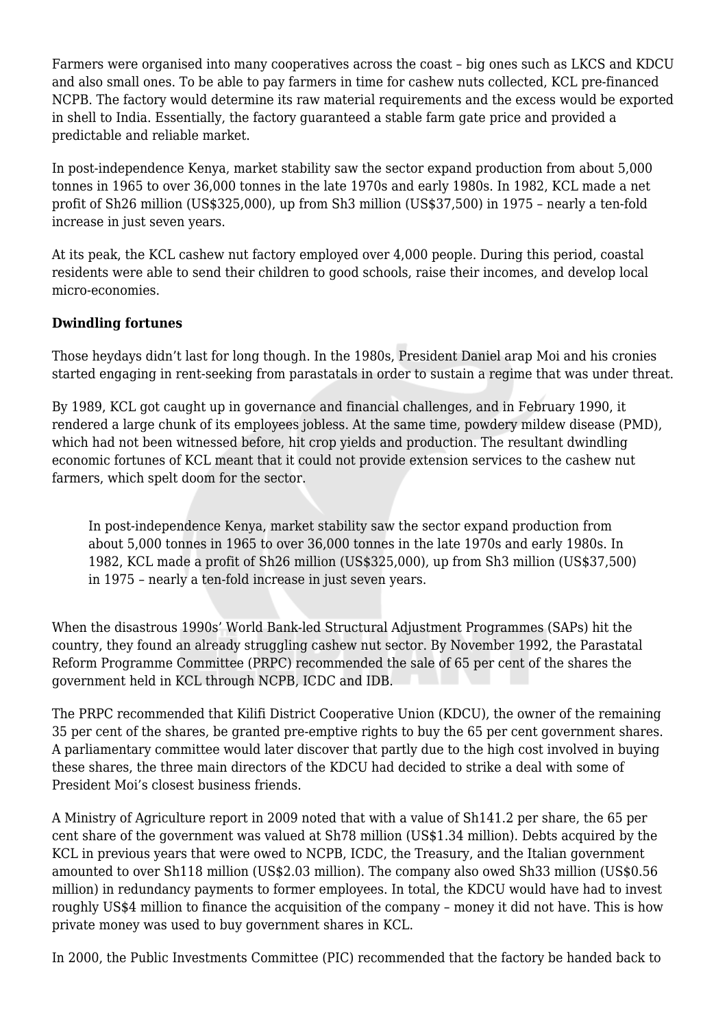Farmers were organised into many cooperatives across the coast – big ones such as LKCS and KDCU and also small ones. To be able to pay farmers in time for cashew nuts collected, KCL pre-financed NCPB. The factory would determine its raw material requirements and the excess would be exported in shell to India. Essentially, the factory guaranteed a stable farm gate price and provided a predictable and reliable market.

In post-independence Kenya, market stability saw the sector expand production from about 5,000 tonnes in 1965 to over 36,000 tonnes in the late 1970s and early 1980s. In 1982, KCL made a net profit of Sh26 million (US$325,000), up from Sh3 million (US$37,500) in 1975 – nearly a ten-fold increase in just seven years.

At its peak, the KCL cashew nut factory employed over 4,000 people. During this period, coastal residents were able to send their children to good schools, raise their incomes, and develop local micro-economies.

**Dwindling fortunes**

Those heydays didn't last for long though. In the 1980s, President Daniel arap Moi and his cronies started engaging in rent-seeking from parastatals in order to sustain a regime that was under threat.

By 1989, KCL got caught up in governance and financial challenges, and in February 1990, it rendered a large chunk of its employees jobless. At the same time, powdery mildew disease (PMD), which had not been witnessed before, hit crop yields and production. The resultant dwindling economic fortunes of KCL meant that it could not provide extension services to the cashew nut farmers, which spelt doom for the sector.

> In post-independence Kenya, market stability saw the sector expand production from about 5,000 tonnes in 1965 to over 36,000 tonnes in the late 1970s and early 1980s. In 1982, KCL made a profit of Sh26 million (US$325,000), up from Sh3 million (US$37,500) in 1975 – nearly a ten-fold increase in just seven years.

When the disastrous 1990s' World Bank-led Structural Adjustment Programmes (SAPs) hit the country, they found an already struggling cashew nut sector. By November 1992, the Parastatal Reform Programme Committee (PRPC) recommended the sale of 65 per cent of the shares the government held in KCL through NCPB, ICDC and IDB.

The PRPC recommended that Kilifi District Cooperative Union (KDCU), the owner of the remaining 35 per cent of the shares, be granted pre-emptive rights to buy the 65 per cent government shares. A parliamentary committee would later discover that partly due to the high cost involved in buying these shares, the three main directors of the KDCU had decided to strike a deal with some of President Moi's closest business friends.

A Ministry of Agriculture report in 2009 noted that with a value of Sh141.2 per share, the 65 per cent share of the government was valued at Sh78 million (US$1.34 million). Debts acquired by the KCL in previous years that were owed to NCPB, ICDC, the Treasury, and the Italian government amounted to over Sh118 million (US$2.03 million). The company also owed Sh33 million (US$0.56 million) in redundancy payments to former employees. In total, the KDCU would have had to invest roughly US$4 million to finance the acquisition of the company – money it did not have. This is how private money was used to buy government shares in KCL.

In 2000, the Public Investments Committee (PIC) recommended that the factory be handed back to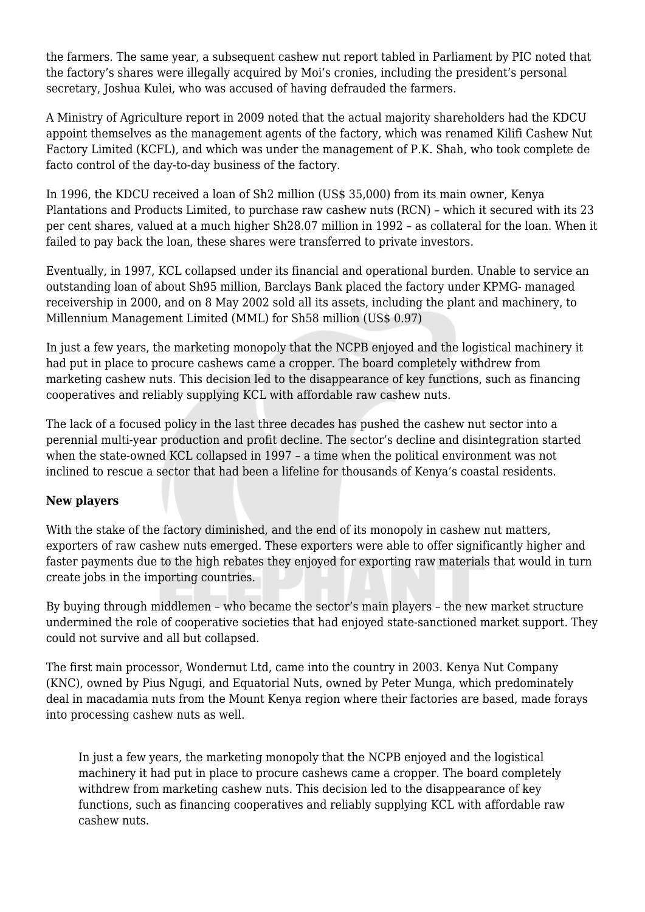the farmers. The same year, a subsequent cashew nut report tabled in Parliament by PIC noted that the factory's shares were illegally acquired by Moi's cronies, including the president's personal secretary, Joshua Kulei, who was accused of having defrauded the farmers.

A Ministry of Agriculture report in 2009 noted that the actual majority shareholders had the KDCU appoint themselves as the management agents of the factory, which was renamed Kilifi Cashew Nut Factory Limited (KCFL), and which was under the management of P.K. Shah, who took complete de facto control of the day-to-day business of the factory.

In 1996, the KDCU received a loan of Sh2 million (US$ 35,000) from its main owner, Kenya Plantations and Products Limited, to purchase raw cashew nuts (RCN) – which it secured with its 23 per cent shares, valued at a much higher Sh28.07 million in 1992 – as collateral for the loan. When it failed to pay back the loan, these shares were transferred to private investors.

Eventually, in 1997, KCL collapsed under its financial and operational burden. Unable to service an outstanding loan of about Sh95 million, Barclays Bank placed the factory under KPMG- managed receivership in 2000, and on 8 May 2002 sold all its assets, including the plant and machinery, to Millennium Management Limited (MML) for Sh58 million (US$ 0.97)

In just a few years, the marketing monopoly that the NCPB enjoyed and the logistical machinery it had put in place to procure cashews came a cropper. The board completely withdrew from marketing cashew nuts. This decision led to the disappearance of key functions, such as financing cooperatives and reliably supplying KCL with affordable raw cashew nuts.

The lack of a focused policy in the last three decades has pushed the cashew nut sector into a perennial multi-year production and profit decline. The sector's decline and disintegration started when the state-owned KCL collapsed in 1997 – a time when the political environment was not inclined to rescue a sector that had been a lifeline for thousands of Kenya's coastal residents.

### New players

With the stake of the factory diminished, and the end of its monopoly in cashew nut matters, exporters of raw cashew nuts emerged. These exporters were able to offer significantly higher and faster payments due to the high rebates they enjoyed for exporting raw materials that would in turn create jobs in the importing countries.

By buying through middlemen – who became the sector's main players – the new market structure undermined the role of cooperative societies that had enjoyed state-sanctioned market support. They could not survive and all but collapsed.

The first main processor, Wondernut Ltd, came into the country in 2003. Kenya Nut Company (KNC), owned by Pius Ngugi, and Equatorial Nuts, owned by Peter Munga, which predominately deal in macadamia nuts from the Mount Kenya region where their factories are based, made forays into processing cashew nuts as well.

> In just a few years, the marketing monopoly that the NCPB enjoyed and the logistical machinery it had put in place to procure cashews came a cropper. The board completely withdrew from marketing cashew nuts. This decision led to the disappearance of key functions, such as financing cooperatives and reliably supplying KCL with affordable raw cashew nuts.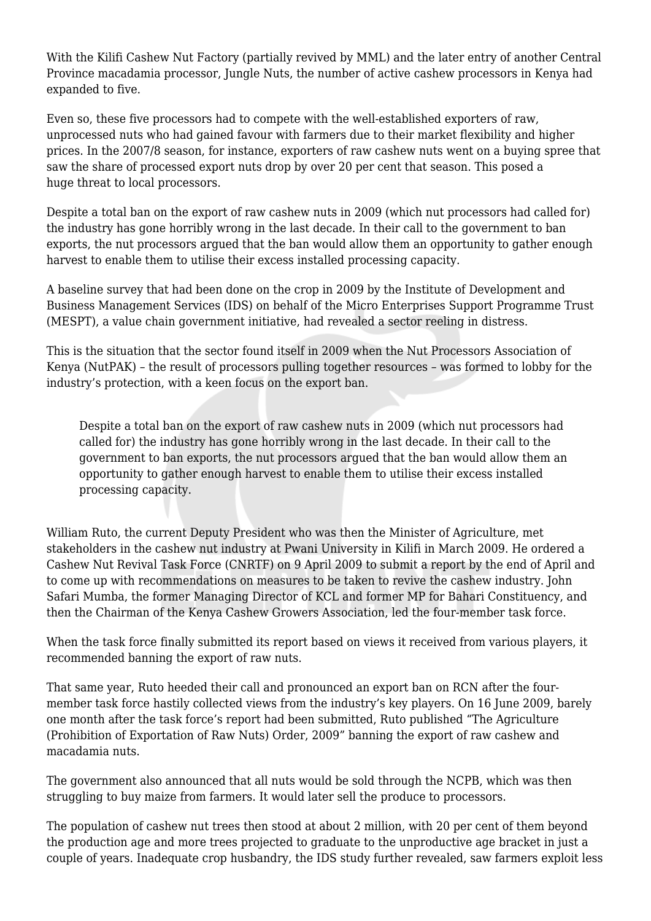With the Kilifi Cashew Nut Factory (partially revived by MML) and the later entry of another Central Province macadamia processor, Jungle Nuts, the number of active cashew processors in Kenya had expanded to five.

Even so, these five processors had to compete with the well-established exporters of raw, unprocessed nuts who had gained favour with farmers due to their market flexibility and higher prices. In the 2007/8 season, for instance, exporters of raw cashew nuts went on a buying spree that saw the share of processed export nuts drop by over 20 per cent that season. This posed a huge threat to local processors.

Despite a total ban on the export of raw cashew nuts in 2009 (which nut processors had called for) the industry has gone horribly wrong in the last decade. In their call to the government to ban exports, the nut processors argued that the ban would allow them an opportunity to gather enough harvest to enable them to utilise their excess installed processing capacity.

A baseline survey that had been done on the crop in 2009 by the Institute of Development and Business Management Services (IDS) on behalf of the Micro Enterprises Support Programme Trust (MESPT), a value chain government initiative, had revealed a sector reeling in distress.

This is the situation that the sector found itself in 2009 when the Nut Processors Association of Kenya (NutPAK) – the result of processors pulling together resources – was formed to lobby for the industry's protection, with a keen focus on the export ban.

> Despite a total ban on the export of raw cashew nuts in 2009 (which nut processors had called for) the industry has gone horribly wrong in the last decade. In their call to the government to ban exports, the nut processors argued that the ban would allow them an opportunity to gather enough harvest to enable them to utilise their excess installed processing capacity.

William Ruto, the current Deputy President who was then the Minister of Agriculture, met stakeholders in the cashew nut industry at Pwani University in Kilifi in March 2009. He ordered a Cashew Nut Revival Task Force (CNRTF) on 9 April 2009 to submit a report by the end of April and to come up with recommendations on measures to be taken to revive the cashew industry. John Safari Mumba, the former Managing Director of KCL and former MP for Bahari Constituency, and then the Chairman of the Kenya Cashew Growers Association, led the four-member task force.

When the task force finally submitted its report based on views it received from various players, it recommended banning the export of raw nuts.

That same year, Ruto heeded their call and pronounced an export ban on RCN after the four-member task force hastily collected views from the industry's key players. On 16 June 2009, barely one month after the task force's report had been submitted, Ruto published "The Agriculture (Prohibition of Exportation of Raw Nuts) Order, 2009" banning the export of raw cashew and macadamia nuts.

The government also announced that all nuts would be sold through the NCPB, which was then struggling to buy maize from farmers. It would later sell the produce to processors.

The population of cashew nut trees then stood at about 2 million, with 20 per cent of them beyond the production age and more trees projected to graduate to the unproductive age bracket in just a couple of years. Inadequate crop husbandry, the IDS study further revealed, saw farmers exploit less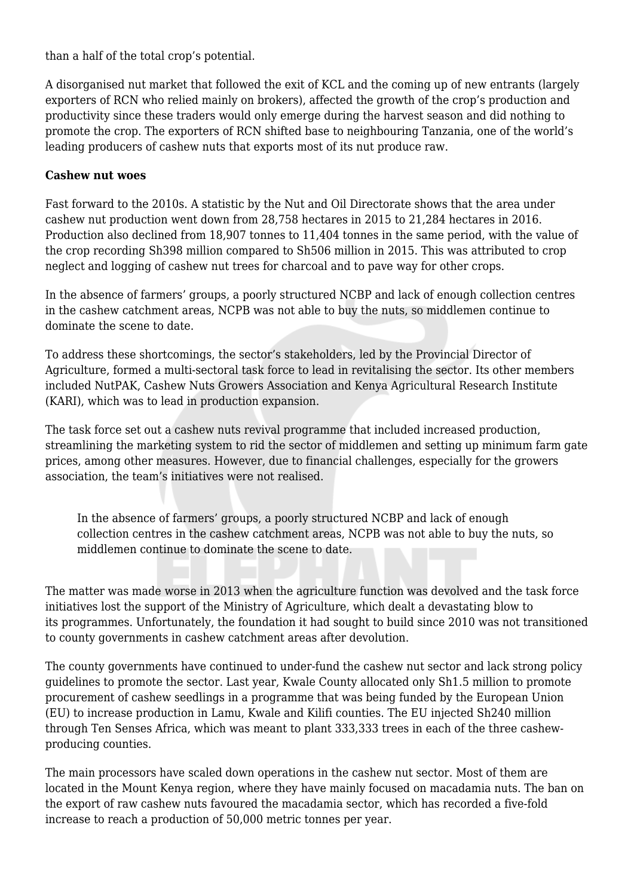than a half of the total crop's potential.

A disorganised nut market that followed the exit of KCL and the coming up of new entrants (largely exporters of RCN who relied mainly on brokers), affected the growth of the crop's production and productivity since these traders would only emerge during the harvest season and did nothing to promote the crop. The exporters of RCN shifted base to neighbouring Tanzania, one of the world's leading producers of cashew nuts that exports most of its nut produce raw.

**Cashew nut woes**

Fast forward to the 2010s. A statistic by the Nut and Oil Directorate shows that the area under cashew nut production went down from 28,758 hectares in 2015 to 21,284 hectares in 2016. Production also declined from 18,907 tonnes to 11,404 tonnes in the same period, with the value of the crop recording Sh398 million compared to Sh506 million in 2015. This was attributed to crop neglect and logging of cashew nut trees for charcoal and to pave way for other crops.

In the absence of farmers' groups, a poorly structured NCBP and lack of enough collection centres in the cashew catchment areas, NCPB was not able to buy the nuts, so middlemen continue to dominate the scene to date.

To address these shortcomings, the sector's stakeholders, led by the Provincial Director of Agriculture, formed a multi-sectoral task force to lead in revitalising the sector. Its other members included NutPAK, Cashew Nuts Growers Association and Kenya Agricultural Research Institute (KARI), which was to lead in production expansion.

The task force set out a cashew nuts revival programme that included increased production, streamlining the marketing system to rid the sector of middlemen and setting up minimum farm gate prices, among other measures. However, due to financial challenges, especially for the growers association, the team's initiatives were not realised.

> In the absence of farmers' groups, a poorly structured NCBP and lack of enough collection centres in the cashew catchment areas, NCPB was not able to buy the nuts, so middlemen continue to dominate the scene to date.

The matter was made worse in 2013 when the agriculture function was devolved and the task force initiatives lost the support of the Ministry of Agriculture, which dealt a devastating blow to its programmes. Unfortunately, the foundation it had sought to build since 2010 was not transitioned to county governments in cashew catchment areas after devolution.

The county governments have continued to under-fund the cashew nut sector and lack strong policy guidelines to promote the sector. Last year, Kwale County allocated only Sh1.5 million to promote procurement of cashew seedlings in a programme that was being funded by the European Union (EU) to increase production in Lamu, Kwale and Kilifi counties. The EU injected Sh240 million through Ten Senses Africa, which was meant to plant 333,333 trees in each of the three cashew-producing counties.

The main processors have scaled down operations in the cashew nut sector. Most of them are located in the Mount Kenya region, where they have mainly focused on macadamia nuts. The ban on the export of raw cashew nuts favoured the macadamia sector, which has recorded a five-fold increase to reach a production of 50,000 metric tonnes per year.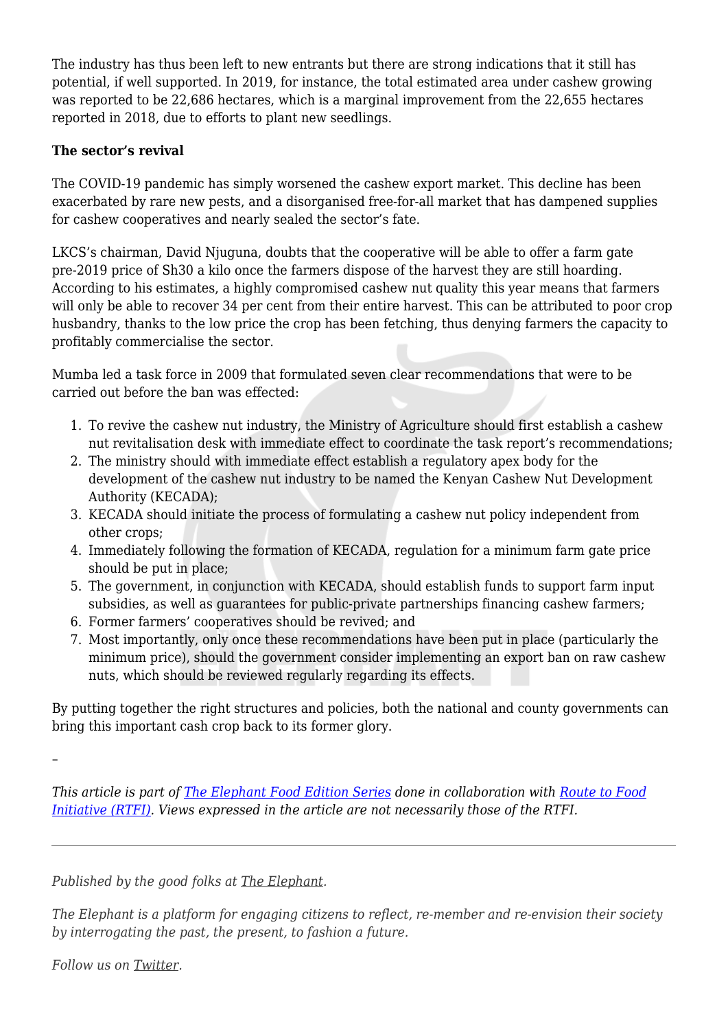The industry has thus been left to new entrants but there are strong indications that it still has potential, if well supported. In 2019, for instance, the total estimated area under cashew growing was reported to be 22,686 hectares, which is a marginal improvement from the 22,655 hectares reported in 2018, due to efforts to plant new seedlings.

**The sector's revival**

The COVID-19 pandemic has simply worsened the cashew export market. This decline has been exacerbated by rare new pests, and a disorganised free-for-all market that has dampened supplies for cashew cooperatives and nearly sealed the sector's fate.

LKCS's chairman, David Njuguna, doubts that the cooperative will be able to offer a farm gate pre-2019 price of Sh30 a kilo once the farmers dispose of the harvest they are still hoarding. According to his estimates, a highly compromised cashew nut quality this year means that farmers will only be able to recover 34 per cent from their entire harvest. This can be attributed to poor crop husbandry, thanks to the low price the crop has been fetching, thus denying farmers the capacity to profitably commercialise the sector.

Mumba led a task force in 2009 that formulated seven clear recommendations that were to be carried out before the ban was effected:

1. To revive the cashew nut industry, the Ministry of Agriculture should first establish a cashew nut revitalisation desk with immediate effect to coordinate the task report's recommendations;
2. The ministry should with immediate effect establish a regulatory apex body for the development of the cashew nut industry to be named the Kenyan Cashew Nut Development Authority (KECADA);
3. KECADA should initiate the process of formulating a cashew nut policy independent from other crops;
4. Immediately following the formation of KECADA, regulation for a minimum farm gate price should be put in place;
5. The government, in conjunction with KECADA, should establish funds to support farm input subsidies, as well as guarantees for public-private partnerships financing cashew farmers;
6. Former farmers' cooperatives should be revived; and
7. Most importantly, only once these recommendations have been put in place (particularly the minimum price), should the government consider implementing an export ban on raw cashew nuts, which should be reviewed regularly regarding its effects.

By putting together the right structures and policies, both the national and county governments can bring this important cash crop back to its former glory.

–

*This article is part of [The Elephant Food Edition Series]() done in collaboration with [Route to Food Initiative (RTFI)](). Views expressed in the article are not necessarily those of the RTFI.*

---

*Published by the good folks at [The Elephant]().*

*The Elephant is a platform for engaging citizens to reflect, re-member and re-envision their society by interrogating the past, the present, to fashion a future.*

*Follow us on [Twitter]().*